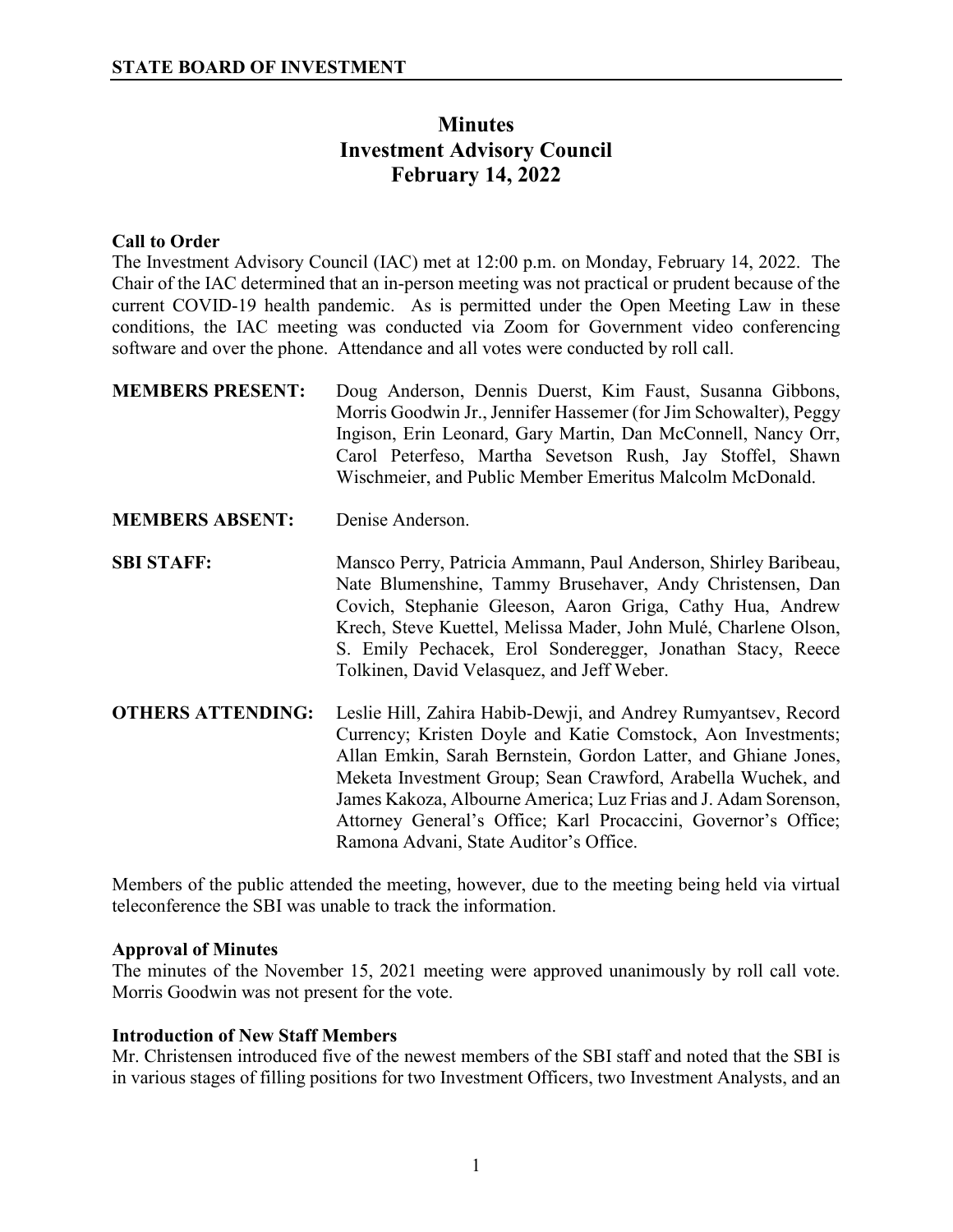**STATE BOARD OF INVESTMENT**

# Minutes
# Investment Advisory Council
# February 14, 2022

**Call to Order**
The Investment Advisory Council (IAC) met at 12:00 p.m. on Monday, February 14, 2022. The Chair of the IAC determined that an in-person meeting was not practical or prudent because of the current COVID-19 health pandemic. As is permitted under the Open Meeting Law in these conditions, the IAC meeting was conducted via Zoom for Government video conferencing software and over the phone. Attendance and all votes were conducted by roll call.

**MEMBERS PRESENT:** Doug Anderson, Dennis Duerst, Kim Faust, Susanna Gibbons, Morris Goodwin Jr., Jennifer Hassemer (for Jim Schowalter), Peggy Ingison, Erin Leonard, Gary Martin, Dan McConnell, Nancy Orr, Carol Peterfeso, Martha Sevetson Rush, Jay Stoffel, Shawn Wischmeier, and Public Member Emeritus Malcolm McDonald.

**MEMBERS ABSENT:** Denise Anderson.

**SBI STAFF:** Mansco Perry, Patricia Ammann, Paul Anderson, Shirley Baribeau, Nate Blumenshine, Tammy Brusehaver, Andy Christensen, Dan Covich, Stephanie Gleeson, Aaron Griga, Cathy Hua, Andrew Krech, Steve Kuettel, Melissa Mader, John Mulé, Charlene Olson, S. Emily Pechacek, Erol Sonderegger, Jonathan Stacy, Reece Tolkinen, David Velasquez, and Jeff Weber.

**OTHERS ATTENDING:** Leslie Hill, Zahira Habib-Dewji, and Andrey Rumyantsev, Record Currency; Kristen Doyle and Katie Comstock, Aon Investments; Allan Emkin, Sarah Bernstein, Gordon Latter, and Ghiane Jones, Meketa Investment Group; Sean Crawford, Arabella Wuchek, and James Kakoza, Albourne America; Luz Frias and J. Adam Sorenson, Attorney General's Office; Karl Procaccini, Governor's Office; Ramona Advani, State Auditor's Office.

Members of the public attended the meeting, however, due to the meeting being held via virtual teleconference the SBI was unable to track the information.

**Approval of Minutes**
The minutes of the November 15, 2021 meeting were approved unanimously by roll call vote. Morris Goodwin was not present for the vote.

**Introduction of New Staff Members**
Mr. Christensen introduced five of the newest members of the SBI staff and noted that the SBI is in various stages of filling positions for two Investment Officers, two Investment Analysts, and an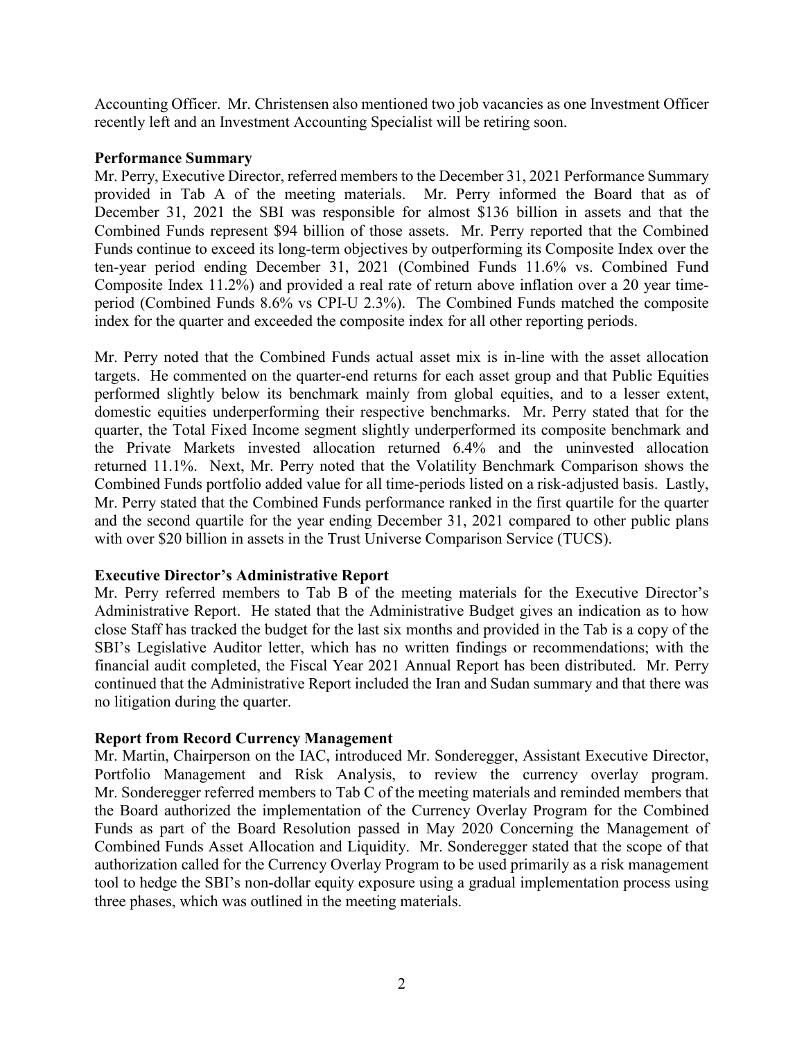Accounting Officer. Mr. Christensen also mentioned two job vacancies as one Investment Officer recently left and an Investment Accounting Specialist will be retiring soon.

**Performance Summary**

Mr. Perry, Executive Director, referred members to the December 31, 2021 Performance Summary provided in Tab A of the meeting materials. Mr. Perry informed the Board that as of December 31, 2021 the SBI was responsible for almost $136 billion in assets and that the Combined Funds represent $94 billion of those assets. Mr. Perry reported that the Combined Funds continue to exceed its long-term objectives by outperforming its Composite Index over the ten-year period ending December 31, 2021 (Combined Funds 11.6% vs. Combined Fund Composite Index 11.2%) and provided a real rate of return above inflation over a 20 year time-period (Combined Funds 8.6% vs CPI-U 2.3%). The Combined Funds matched the composite index for the quarter and exceeded the composite index for all other reporting periods.

Mr. Perry noted that the Combined Funds actual asset mix is in-line with the asset allocation targets. He commented on the quarter-end returns for each asset group and that Public Equities performed slightly below its benchmark mainly from global equities, and to a lesser extent, domestic equities underperforming their respective benchmarks. Mr. Perry stated that for the quarter, the Total Fixed Income segment slightly underperformed its composite benchmark and the Private Markets invested allocation returned 6.4% and the uninvested allocation returned 11.1%. Next, Mr. Perry noted that the Volatility Benchmark Comparison shows the Combined Funds portfolio added value for all time-periods listed on a risk-adjusted basis. Lastly, Mr. Perry stated that the Combined Funds performance ranked in the first quartile for the quarter and the second quartile for the year ending December 31, 2021 compared to other public plans with over $20 billion in assets in the Trust Universe Comparison Service (TUCS).

**Executive Director's Administrative Report**

Mr. Perry referred members to Tab B of the meeting materials for the Executive Director's Administrative Report. He stated that the Administrative Budget gives an indication as to how close Staff has tracked the budget for the last six months and provided in the Tab is a copy of the SBI's Legislative Auditor letter, which has no written findings or recommendations; with the financial audit completed, the Fiscal Year 2021 Annual Report has been distributed. Mr. Perry continued that the Administrative Report included the Iran and Sudan summary and that there was no litigation during the quarter.

**Report from Record Currency Management**

Mr. Martin, Chairperson on the IAC, introduced Mr. Sonderegger, Assistant Executive Director, Portfolio Management and Risk Analysis, to review the currency overlay program. Mr. Sonderegger referred members to Tab C of the meeting materials and reminded members that the Board authorized the implementation of the Currency Overlay Program for the Combined Funds as part of the Board Resolution passed in May 2020 Concerning the Management of Combined Funds Asset Allocation and Liquidity. Mr. Sonderegger stated that the scope of that authorization called for the Currency Overlay Program to be used primarily as a risk management tool to hedge the SBI's non-dollar equity exposure using a gradual implementation process using three phases, which was outlined in the meeting materials.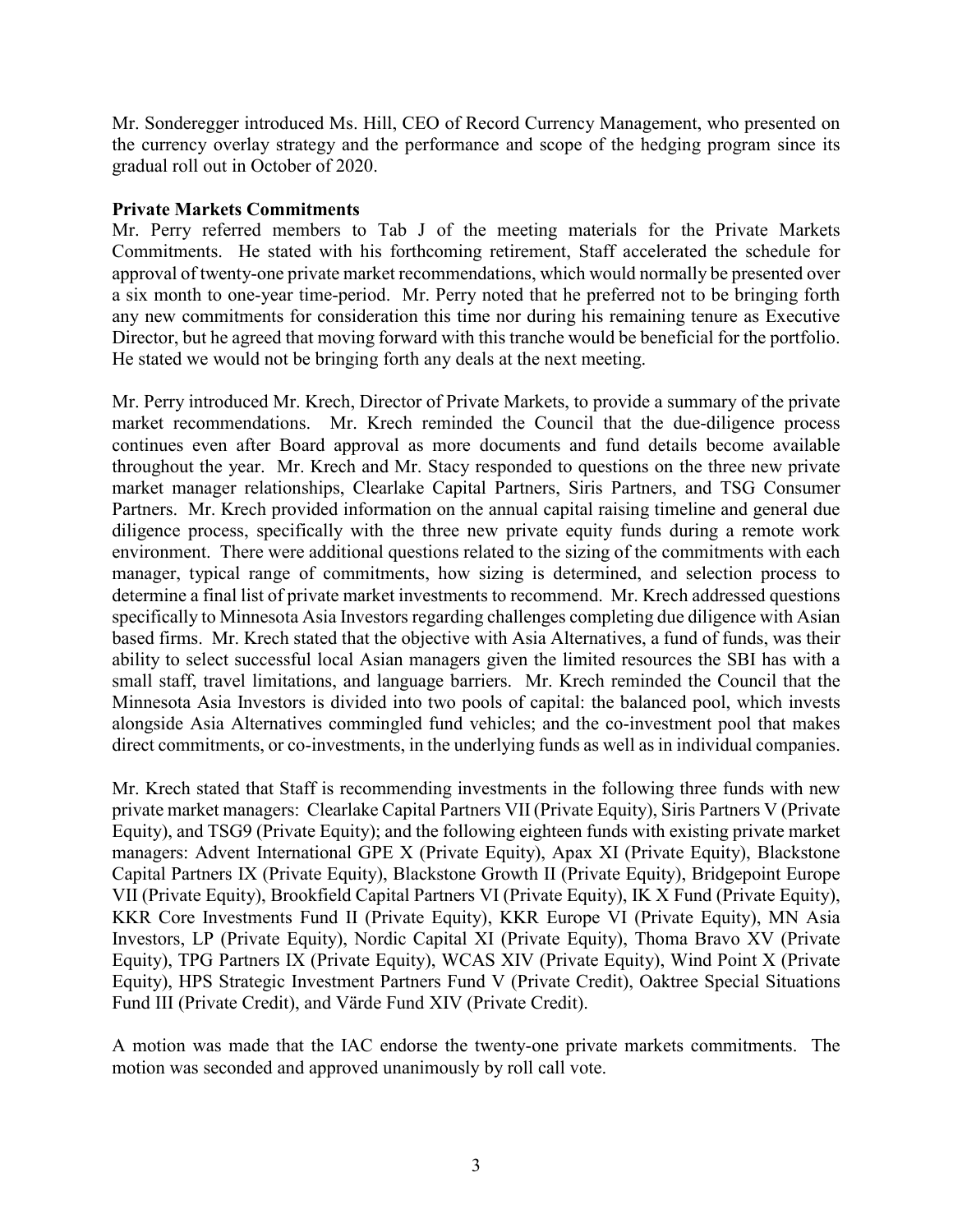Mr. Sonderegger introduced Ms. Hill, CEO of Record Currency Management, who presented on the currency overlay strategy and the performance and scope of the hedging program since its gradual roll out in October of 2020.

**Private Markets Commitments**

Mr. Perry referred members to Tab J of the meeting materials for the Private Markets Commitments. He stated with his forthcoming retirement, Staff accelerated the schedule for approval of twenty-one private market recommendations, which would normally be presented over a six month to one-year time-period. Mr. Perry noted that he preferred not to be bringing forth any new commitments for consideration this time nor during his remaining tenure as Executive Director, but he agreed that moving forward with this tranche would be beneficial for the portfolio. He stated we would not be bringing forth any deals at the next meeting.

Mr. Perry introduced Mr. Krech, Director of Private Markets, to provide a summary of the private market recommendations. Mr. Krech reminded the Council that the due-diligence process continues even after Board approval as more documents and fund details become available throughout the year. Mr. Krech and Mr. Stacy responded to questions on the three new private market manager relationships, Clearlake Capital Partners, Siris Partners, and TSG Consumer Partners. Mr. Krech provided information on the annual capital raising timeline and general due diligence process, specifically with the three new private equity funds during a remote work environment. There were additional questions related to the sizing of the commitments with each manager, typical range of commitments, how sizing is determined, and selection process to determine a final list of private market investments to recommend. Mr. Krech addressed questions specifically to Minnesota Asia Investors regarding challenges completing due diligence with Asian based firms. Mr. Krech stated that the objective with Asia Alternatives, a fund of funds, was their ability to select successful local Asian managers given the limited resources the SBI has with a small staff, travel limitations, and language barriers. Mr. Krech reminded the Council that the Minnesota Asia Investors is divided into two pools of capital: the balanced pool, which invests alongside Asia Alternatives commingled fund vehicles; and the co-investment pool that makes direct commitments, or co-investments, in the underlying funds as well as in individual companies.

Mr. Krech stated that Staff is recommending investments in the following three funds with new private market managers: Clearlake Capital Partners VII (Private Equity), Siris Partners V (Private Equity), and TSG9 (Private Equity); and the following eighteen funds with existing private market managers: Advent International GPE X (Private Equity), Apax XI (Private Equity), Blackstone Capital Partners IX (Private Equity), Blackstone Growth II (Private Equity), Bridgepoint Europe VII (Private Equity), Brookfield Capital Partners VI (Private Equity), IK X Fund (Private Equity), KKR Core Investments Fund II (Private Equity), KKR Europe VI (Private Equity), MN Asia Investors, LP (Private Equity), Nordic Capital XI (Private Equity), Thoma Bravo XV (Private Equity), TPG Partners IX (Private Equity), WCAS XIV (Private Equity), Wind Point X (Private Equity), HPS Strategic Investment Partners Fund V (Private Credit), Oaktree Special Situations Fund III (Private Credit), and Värde Fund XIV (Private Credit).

A motion was made that the IAC endorse the twenty-one private markets commitments. The motion was seconded and approved unanimously by roll call vote.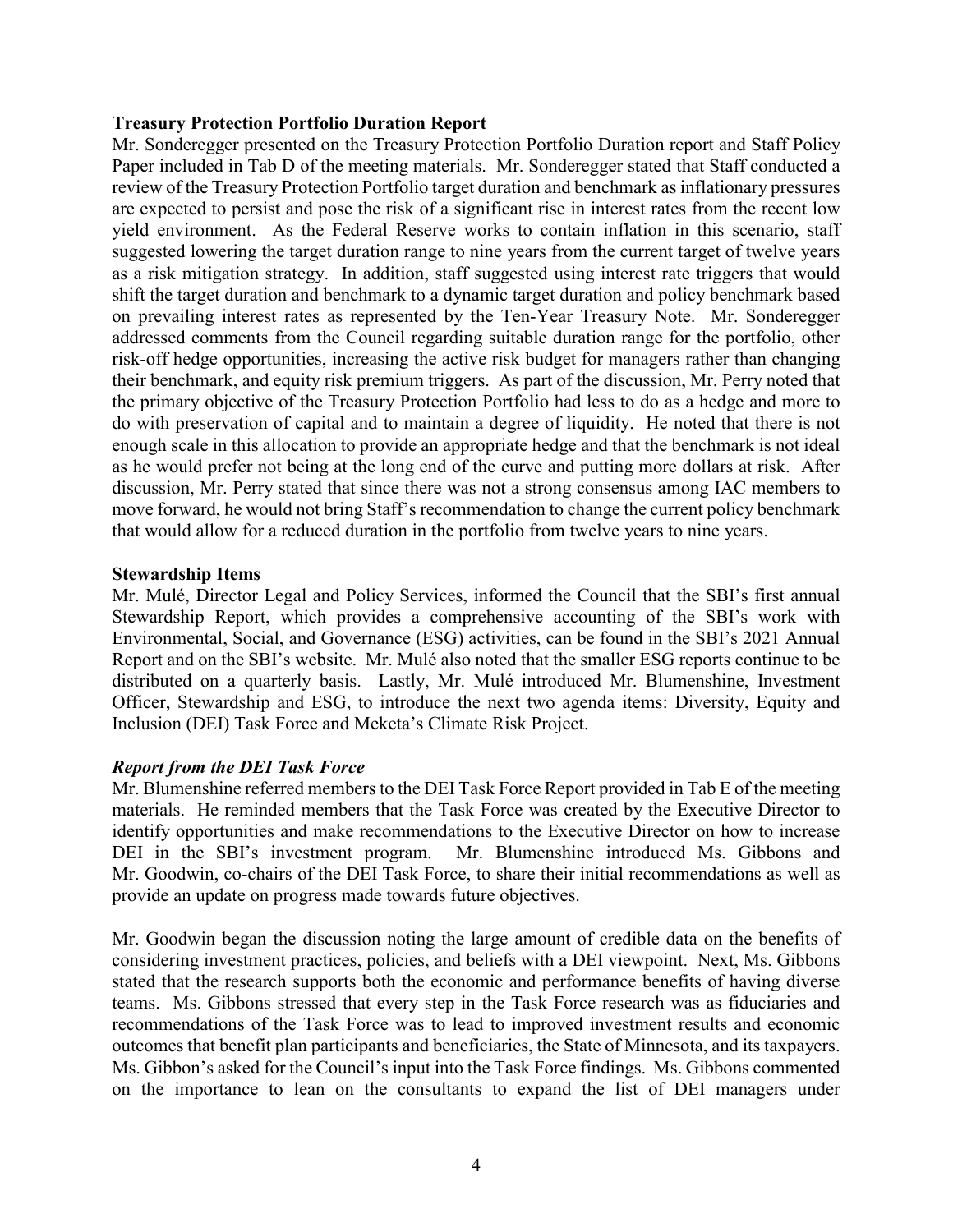**Treasury Protection Portfolio Duration Report**

Mr. Sonderegger presented on the Treasury Protection Portfolio Duration report and Staff Policy Paper included in Tab D of the meeting materials. Mr. Sonderegger stated that Staff conducted a review of the Treasury Protection Portfolio target duration and benchmark as inflationary pressures are expected to persist and pose the risk of a significant rise in interest rates from the recent low yield environment. As the Federal Reserve works to contain inflation in this scenario, staff suggested lowering the target duration range to nine years from the current target of twelve years as a risk mitigation strategy. In addition, staff suggested using interest rate triggers that would shift the target duration and benchmark to a dynamic target duration and policy benchmark based on prevailing interest rates as represented by the Ten-Year Treasury Note. Mr. Sonderegger addressed comments from the Council regarding suitable duration range for the portfolio, other risk-off hedge opportunities, increasing the active risk budget for managers rather than changing their benchmark, and equity risk premium triggers. As part of the discussion, Mr. Perry noted that the primary objective of the Treasury Protection Portfolio had less to do as a hedge and more to do with preservation of capital and to maintain a degree of liquidity. He noted that there is not enough scale in this allocation to provide an appropriate hedge and that the benchmark is not ideal as he would prefer not being at the long end of the curve and putting more dollars at risk. After discussion, Mr. Perry stated that since there was not a strong consensus among IAC members to move forward, he would not bring Staff's recommendation to change the current policy benchmark that would allow for a reduced duration in the portfolio from twelve years to nine years.

**Stewardship Items**

Mr. Mulé, Director Legal and Policy Services, informed the Council that the SBI's first annual Stewardship Report, which provides a comprehensive accounting of the SBI's work with Environmental, Social, and Governance (ESG) activities, can be found in the SBI's 2021 Annual Report and on the SBI's website. Mr. Mulé also noted that the smaller ESG reports continue to be distributed on a quarterly basis. Lastly, Mr. Mulé introduced Mr. Blumenshine, Investment Officer, Stewardship and ESG, to introduce the next two agenda items: Diversity, Equity and Inclusion (DEI) Task Force and Meketa's Climate Risk Project.

***Report from the DEI Task Force***

Mr. Blumenshine referred members to the DEI Task Force Report provided in Tab E of the meeting materials. He reminded members that the Task Force was created by the Executive Director to identify opportunities and make recommendations to the Executive Director on how to increase DEI in the SBI's investment program. Mr. Blumenshine introduced Ms. Gibbons and Mr. Goodwin, co-chairs of the DEI Task Force, to share their initial recommendations as well as provide an update on progress made towards future objectives.

Mr. Goodwin began the discussion noting the large amount of credible data on the benefits of considering investment practices, policies, and beliefs with a DEI viewpoint. Next, Ms. Gibbons stated that the research supports both the economic and performance benefits of having diverse teams. Ms. Gibbons stressed that every step in the Task Force research was as fiduciaries and recommendations of the Task Force was to lead to improved investment results and economic outcomes that benefit plan participants and beneficiaries, the State of Minnesota, and its taxpayers. Ms. Gibbon's asked for the Council's input into the Task Force findings. Ms. Gibbons commented on the importance to lean on the consultants to expand the list of DEI managers under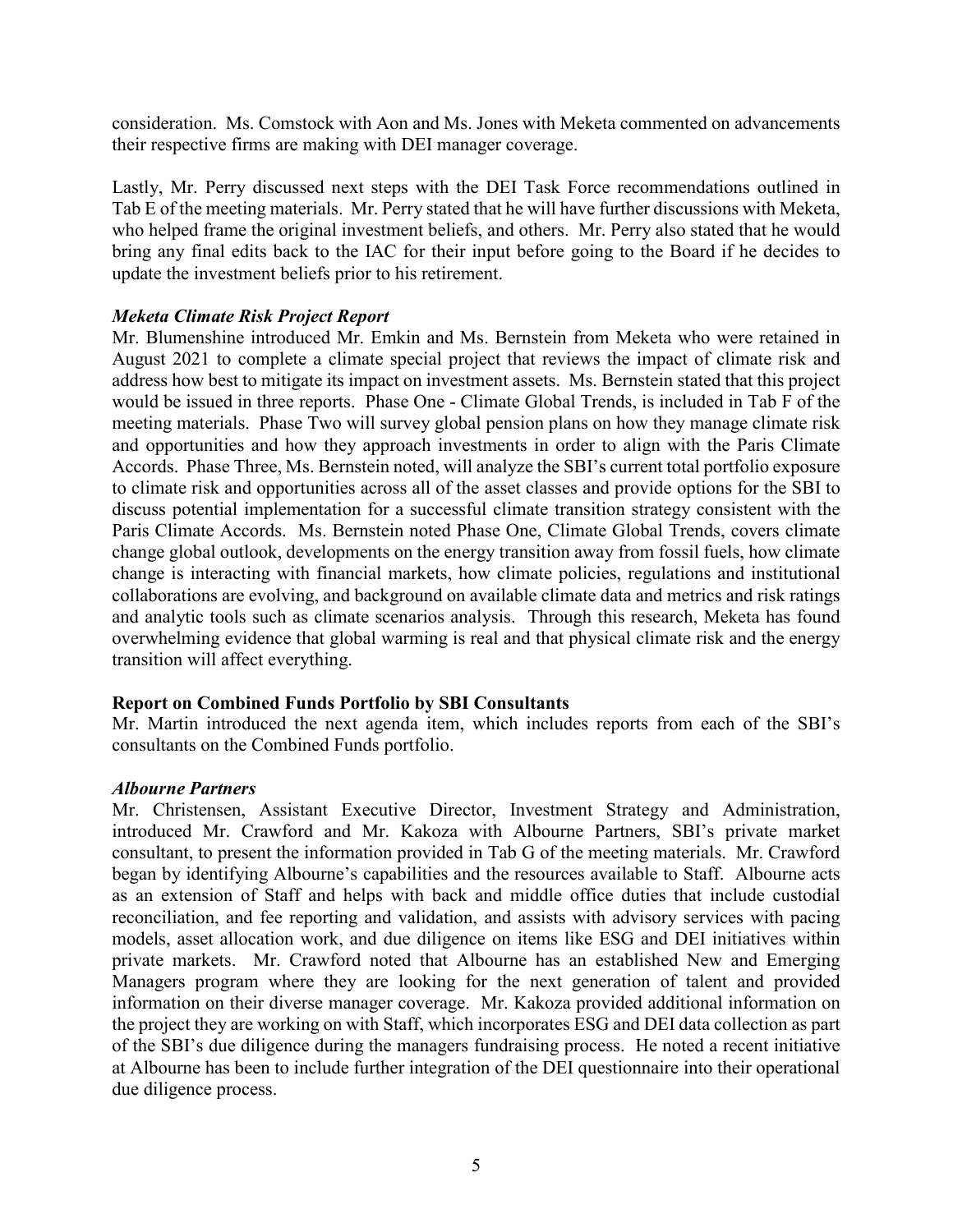consideration. Ms. Comstock with Aon and Ms. Jones with Meketa commented on advancements their respective firms are making with DEI manager coverage.

Lastly, Mr. Perry discussed next steps with the DEI Task Force recommendations outlined in Tab E of the meeting materials. Mr. Perry stated that he will have further discussions with Meketa, who helped frame the original investment beliefs, and others. Mr. Perry also stated that he would bring any final edits back to the IAC for their input before going to the Board if he decides to update the investment beliefs prior to his retirement.

### *Meketa Climate Risk Project Report*

Mr. Blumenshine introduced Mr. Emkin and Ms. Bernstein from Meketa who were retained in August 2021 to complete a climate special project that reviews the impact of climate risk and address how best to mitigate its impact on investment assets. Ms. Bernstein stated that this project would be issued in three reports. Phase One - Climate Global Trends, is included in Tab F of the meeting materials. Phase Two will survey global pension plans on how they manage climate risk and opportunities and how they approach investments in order to align with the Paris Climate Accords. Phase Three, Ms. Bernstein noted, will analyze the SBI's current total portfolio exposure to climate risk and opportunities across all of the asset classes and provide options for the SBI to discuss potential implementation for a successful climate transition strategy consistent with the Paris Climate Accords. Ms. Bernstein noted Phase One, Climate Global Trends, covers climate change global outlook, developments on the energy transition away from fossil fuels, how climate change is interacting with financial markets, how climate policies, regulations and institutional collaborations are evolving, and background on available climate data and metrics and risk ratings and analytic tools such as climate scenarios analysis. Through this research, Meketa has found overwhelming evidence that global warming is real and that physical climate risk and the energy transition will affect everything.

## **Report on Combined Funds Portfolio by SBI Consultants**

Mr. Martin introduced the next agenda item, which includes reports from each of the SBI's consultants on the Combined Funds portfolio.

### *Albourne Partners*

Mr. Christensen, Assistant Executive Director, Investment Strategy and Administration, introduced Mr. Crawford and Mr. Kakoza with Albourne Partners, SBI's private market consultant, to present the information provided in Tab G of the meeting materials. Mr. Crawford began by identifying Albourne's capabilities and the resources available to Staff. Albourne acts as an extension of Staff and helps with back and middle office duties that include custodial reconciliation, and fee reporting and validation, and assists with advisory services with pacing models, asset allocation work, and due diligence on items like ESG and DEI initiatives within private markets. Mr. Crawford noted that Albourne has an established New and Emerging Managers program where they are looking for the next generation of talent and provided information on their diverse manager coverage. Mr. Kakoza provided additional information on the project they are working on with Staff, which incorporates ESG and DEI data collection as part of the SBI's due diligence during the managers fundraising process. He noted a recent initiative at Albourne has been to include further integration of the DEI questionnaire into their operational due diligence process.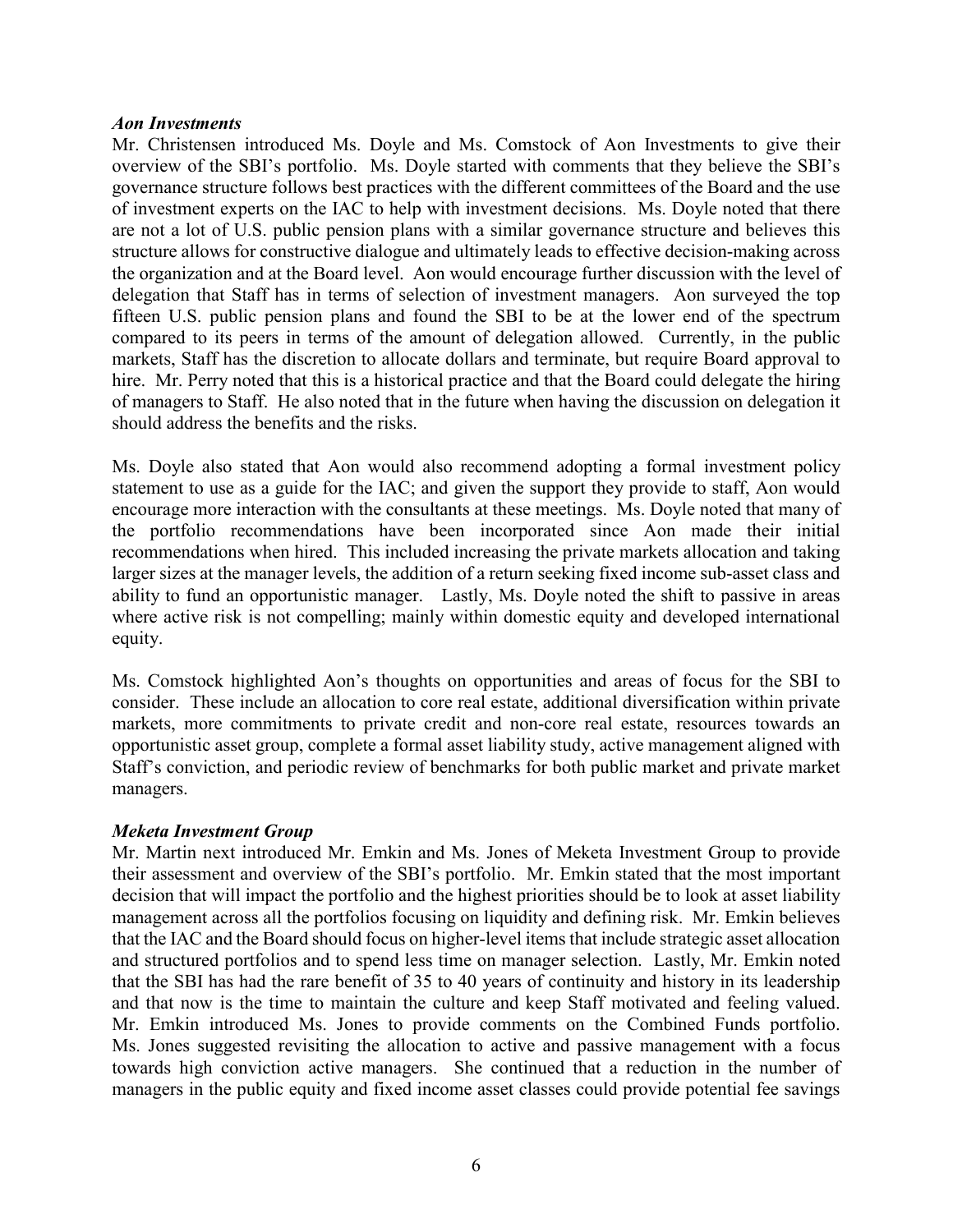***Aon Investments***

Mr. Christensen introduced Ms. Doyle and Ms. Comstock of Aon Investments to give their overview of the SBI's portfolio. Ms. Doyle started with comments that they believe the SBI's governance structure follows best practices with the different committees of the Board and the use of investment experts on the IAC to help with investment decisions. Ms. Doyle noted that there are not a lot of U.S. public pension plans with a similar governance structure and believes this structure allows for constructive dialogue and ultimately leads to effective decision-making across the organization and at the Board level. Aon would encourage further discussion with the level of delegation that Staff has in terms of selection of investment managers. Aon surveyed the top fifteen U.S. public pension plans and found the SBI to be at the lower end of the spectrum compared to its peers in terms of the amount of delegation allowed. Currently, in the public markets, Staff has the discretion to allocate dollars and terminate, but require Board approval to hire. Mr. Perry noted that this is a historical practice and that the Board could delegate the hiring of managers to Staff. He also noted that in the future when having the discussion on delegation it should address the benefits and the risks.

Ms. Doyle also stated that Aon would also recommend adopting a formal investment policy statement to use as a guide for the IAC; and given the support they provide to staff, Aon would encourage more interaction with the consultants at these meetings. Ms. Doyle noted that many of the portfolio recommendations have been incorporated since Aon made their initial recommendations when hired. This included increasing the private markets allocation and taking larger sizes at the manager levels, the addition of a return seeking fixed income sub-asset class and ability to fund an opportunistic manager. Lastly, Ms. Doyle noted the shift to passive in areas where active risk is not compelling; mainly within domestic equity and developed international equity.

Ms. Comstock highlighted Aon's thoughts on opportunities and areas of focus for the SBI to consider. These include an allocation to core real estate, additional diversification within private markets, more commitments to private credit and non-core real estate, resources towards an opportunistic asset group, complete a formal asset liability study, active management aligned with Staff's conviction, and periodic review of benchmarks for both public market and private market managers.

***Meketa Investment Group***

Mr. Martin next introduced Mr. Emkin and Ms. Jones of Meketa Investment Group to provide their assessment and overview of the SBI's portfolio. Mr. Emkin stated that the most important decision that will impact the portfolio and the highest priorities should be to look at asset liability management across all the portfolios focusing on liquidity and defining risk. Mr. Emkin believes that the IAC and the Board should focus on higher-level items that include strategic asset allocation and structured portfolios and to spend less time on manager selection. Lastly, Mr. Emkin noted that the SBI has had the rare benefit of 35 to 40 years of continuity and history in its leadership and that now is the time to maintain the culture and keep Staff motivated and feeling valued. Mr. Emkin introduced Ms. Jones to provide comments on the Combined Funds portfolio. Ms. Jones suggested revisiting the allocation to active and passive management with a focus towards high conviction active managers. She continued that a reduction in the number of managers in the public equity and fixed income asset classes could provide potential fee savings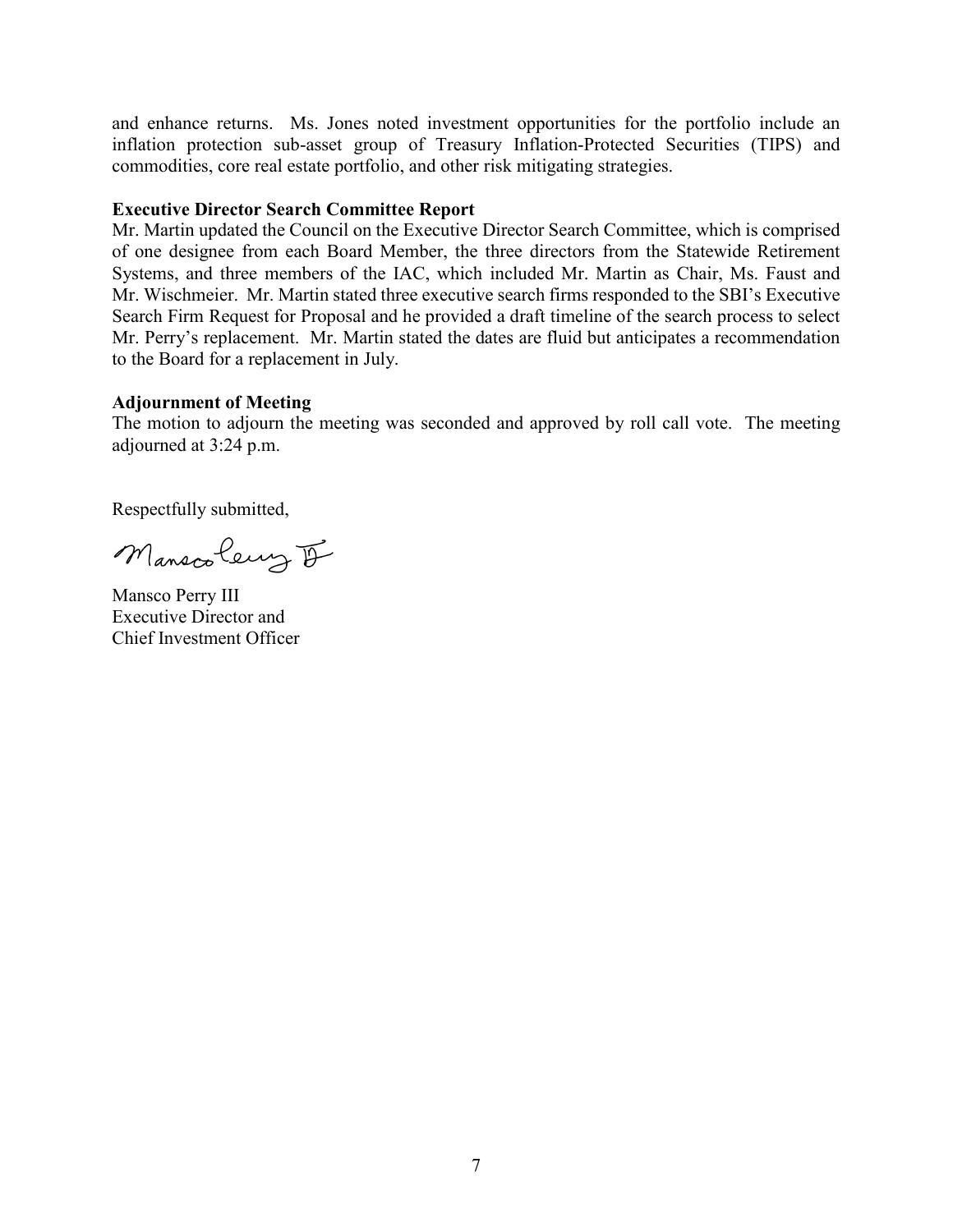and enhance returns. Ms. Jones noted investment opportunities for the portfolio include an inflation protection sub-asset group of Treasury Inflation-Protected Securities (TIPS) and commodities, core real estate portfolio, and other risk mitigating strategies.

**Executive Director Search Committee Report**

Mr. Martin updated the Council on the Executive Director Search Committee, which is comprised of one designee from each Board Member, the three directors from the Statewide Retirement Systems, and three members of the IAC, which included Mr. Martin as Chair, Ms. Faust and Mr. Wischmeier. Mr. Martin stated three executive search firms responded to the SBI's Executive Search Firm Request for Proposal and he provided a draft timeline of the search process to select Mr. Perry's replacement. Mr. Martin stated the dates are fluid but anticipates a recommendation to the Board for a replacement in July.

**Adjournment of Meeting**

The motion to adjourn the meeting was seconded and approved by roll call vote. The meeting adjourned at 3:24 p.m.

Respectfully submitted,

Mansco Perry III
Executive Director and
Chief Investment Officer